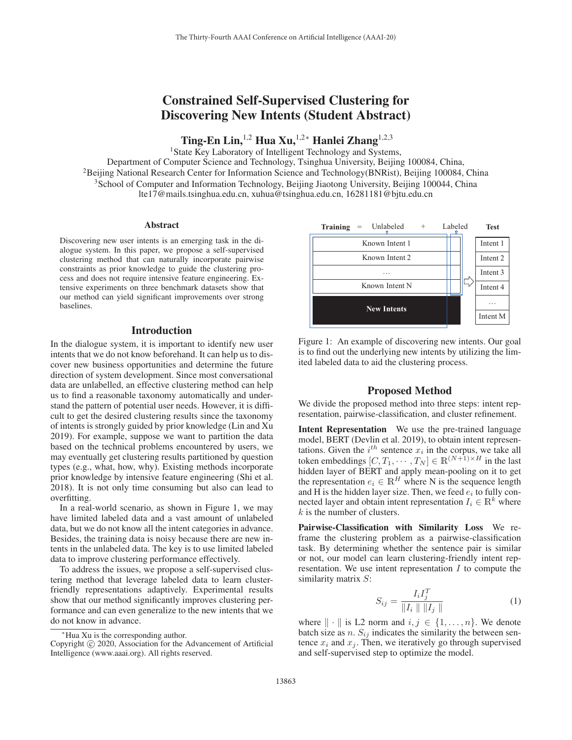# Constrained Self-Supervised Clustering for Discovering New Intents (Student Abstract)

**Ting-En Lin,[1,2] Hua Xu,[1,2*] Hanlei Zhang[1,2,3]**

[1]State Key Laboratory of Intelligent Technology and Systems, Department of Computer Science and Technology, Tsinghua University, Beijing 100084, China,
[2]Beijing National Research Center for Information Science and Technology(BNRist), Beijing 100084, China
[3]School of Computer and Information Technology, Beijing Jiaotong University, Beijing 100044, China
lte17@mails.tsinghua.edu.cn, xuhua@tsinghua.edu.cn, 16281181@bjtu.edu.cn

## Abstract

Discovering new user intents is an emerging task in the dialogue system. In this paper, we propose a self-supervised clustering method that can naturally incorporate pairwise constraints as prior knowledge to guide the clustering process and does not require intensive feature engineering. Extensive experiments on three benchmark datasets show that our method can yield significant improvements over strong baselines.

## Introduction

In the dialogue system, it is important to identify new user intents that we do not know beforehand. It can help us to discover new business opportunities and determine the future direction of system development. Since most conversational data are unlabelled, an effective clustering method can help us to find a reasonable taxonomy automatically and understand the pattern of potential user needs. However, it is difficult to get the desired clustering results since the taxonomy of intents is strongly guided by prior knowledge (Lin and Xu 2019). For example, suppose we want to partition the data based on the technical problems encountered by users, we may eventually get clustering results partitioned by question types (e.g., what, how, why). Existing methods incorporate prior knowledge by intensive feature engineering (Shi et al. 2018). It is not only time consuming but also can lead to overfitting.

In a real-world scenario, as shown in Figure 1, we may have limited labeled data and a vast amount of unlabeled data, but we do not know all the intent categories in advance. Besides, the training data is noisy because there are new intents in the unlabeled data. The key is to use limited labeled data to improve clustering performance effectively.

To address the issues, we propose a self-supervised clustering method that leverage labeled data to learn cluster-friendly representations adaptively. Experimental results show that our method significantly improves clustering performance and can even generalize to the new intents that we do not know in advance.

Training = Unlabeled + Labeled
Known Intent 1
Known Intent 2
…
Known Intent N
New Intents
Test
Intent 1
Intent 2
Intent 3
Intent 4
…
Intent M

Figure 1: An example of discovering new intents. Our goal is to find out the underlying new intents by utilizing the limited labeled data to aid the clustering process.

## Proposed Method

We divide the proposed method into three steps: intent representation, pairwise-classification, and cluster refinement.

**Intent Representation** We use the pre-trained language model, BERT (Devlin et al. 2019), to obtain intent representations. Given the $i^{th}$ sentence $x_i$ in the corpus, we take all token embeddings $[C, T_1, \cdots, T_N] \in \mathbb{R}^{(N+1)\times H}$ in the last hidden layer of BERT and apply mean-pooling on it to get the representation $e_i \in \mathbb{R}^H$ where N is the sequence length and H is the hidden layer size. Then, we feed $e_i$ to fully connected layer and obtain intent representation $I_i \in \mathbb{R}^k$ where $k$ is the number of clusters.

**Pairwise-Classification with Similarity Loss** We reframe the clustering problem as a pairwise-classification task. By determining whether the sentence pair is similar or not, our model can learn clustering-friendly intent representation. We use intent representation $I$ to compute the similarity matrix $S$:

$$S_{ij} = \frac{I_i I_j^T}{\|I_i\| \, \|I_j\|} \tag{1}$$

where $\|\cdot\|$ is L2 norm and $i, j \in \{1, \ldots, n\}$. We denote batch size as $n$. $S_{ij}$ indicates the similarity the between sentence $x_i$ and $x_j$. Then, we iteratively go through supervised and self-supervised step to optimize the model.

*Hua Xu is the corresponding author.
Copyright © 2020, Association for the Advancement of Artificial Intelligence (www.aaai.org). All rights reserved.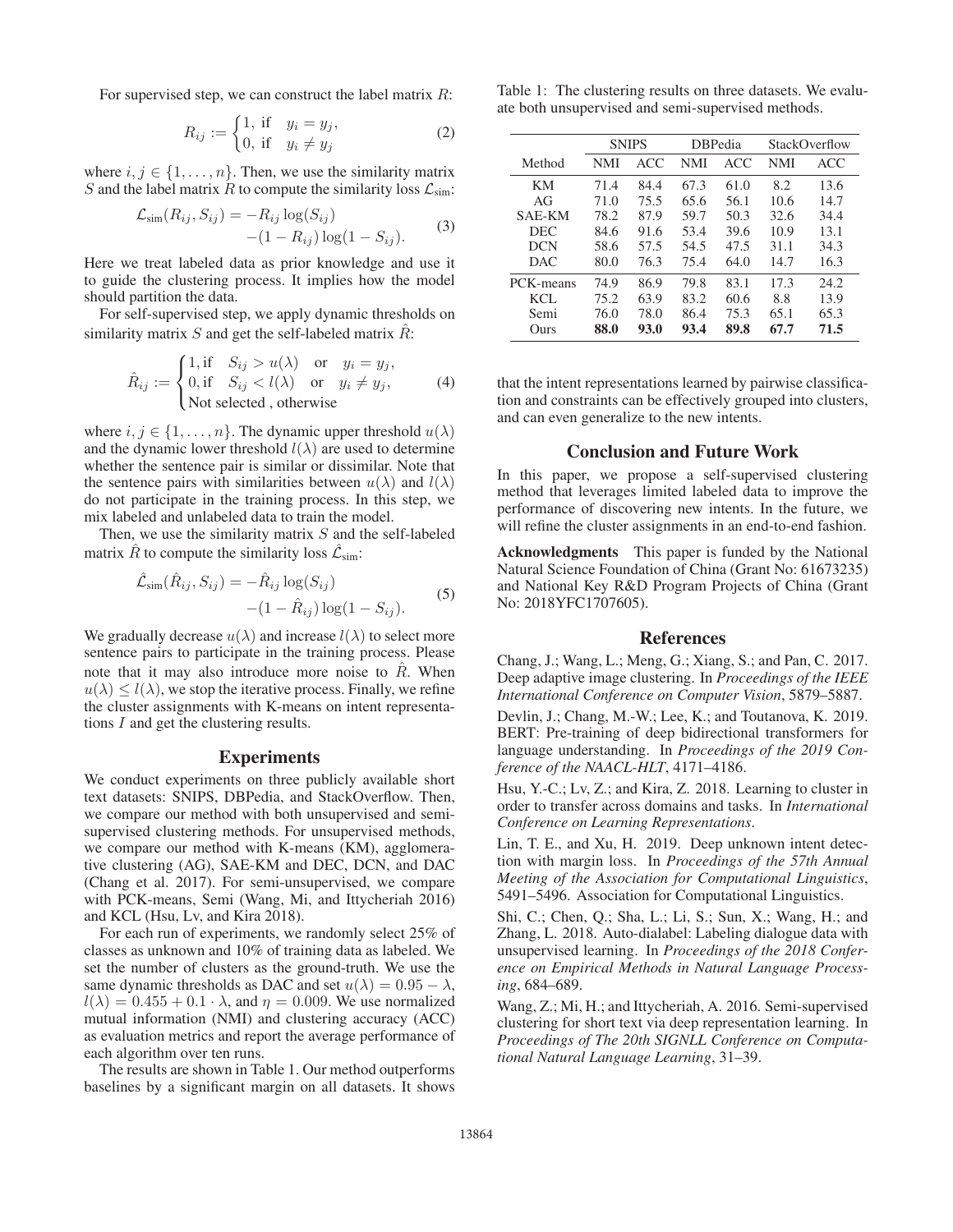For supervised step, we can construct the label matrix $R$:

$$R_{ij} := \begin{cases} 1, \text{ if } & y_i = y_j, \\ 0, \text{ if } & y_i \neq y_j \end{cases} \tag{2}$$

where $i, j \in \{1, \dots, n\}$. Then, we use the similarity matrix $S$ and the label matrix $R$ to compute the similarity loss $\mathcal{L}_{\text{sim}}$:

$$\begin{aligned} \mathcal{L}_{\text{sim}}(R_{ij}, S_{ij}) = & -R_{ij} \log(S_{ij}) \\ & -(1 - R_{ij}) \log(1 - S_{ij}). \end{aligned} \tag{3}$$

Here we treat labeled data as prior knowledge and use it to guide the clustering process. It implies how the model should partition the data.

For self-supervised step, we apply dynamic thresholds on similarity matrix $S$ and get the self-labeled matrix $\hat{R}$:

$$\hat{R}_{ij} := \begin{cases} 1, \text{if} & S_{ij} > u(\lambda) \quad \text{or} \quad y_i = y_j, \\ 0, \text{if} & S_{ij} < l(\lambda) \quad \text{or} \quad y_i \neq y_j, \\ \text{Not selected , otherwise} \end{cases} \tag{4}$$

where $i, j \in \{1, \dots, n\}$. The dynamic upper threshold $u(\lambda)$ and the dynamic lower threshold $l(\lambda)$ are used to determine whether the sentence pair is similar or dissimilar. Note that the sentence pairs with similarities between $u(\lambda)$ and $l(\lambda)$ do not participate in the training process. In this step, we mix labeled and unlabeled data to train the model.

Then, we use the similarity matrix $S$ and the self-labeled matrix $\hat{R}$ to compute the similarity loss $\hat{\mathcal{L}}_{\text{sim}}$:

$$\begin{aligned} \hat{\mathcal{L}}_{\text{sim}}(\hat{R}_{ij}, S_{ij}) = & -\hat{R}_{ij} \log(S_{ij}) \\ & -(1 - \hat{R}_{ij}) \log(1 - S_{ij}). \end{aligned} \tag{5}$$

We gradually decrease $u(\lambda)$ and increase $l(\lambda)$ to select more sentence pairs to participate in the training process. Please note that it may also introduce more noise to $\hat{R}$. When $u(\lambda) \leq l(\lambda)$, we stop the iterative process. Finally, we refine the cluster assignments with K-means on intent representations $I$ and get the clustering results.

## Experiments

We conduct experiments on three publicly available short text datasets: SNIPS, DBPedia, and StackOverflow. Then, we compare our method with both unsupervised and semi-supervised clustering methods. For unsupervised methods, we compare our method with K-means (KM), agglomerative clustering (AG), SAE-KM and DEC, DCN, and DAC (Chang et al. 2017). For semi-unsupervised, we compare with PCK-means, Semi (Wang, Mi, and Ittycheriah 2016) and KCL (Hsu, Lv, and Kira 2018).

For each run of experiments, we randomly select 25% of classes as unknown and 10% of training data as labeled. We set the number of clusters as the ground-truth. We use the same dynamic thresholds as DAC and set $u(\lambda) = 0.95 - \lambda$, $l(\lambda) = 0.455 + 0.1 \cdot \lambda$, and $\eta = 0.009$. We use normalized mutual information (NMI) and clustering accuracy (ACC) as evaluation metrics and report the average performance of each algorithm over ten runs.

The results are shown in Table 1. Our method outperforms baselines by a significant margin on all datasets. It shows that the intent representations learned by pairwise classification and constraints can be effectively grouped into clusters, and can even generalize to the new intents.

Table 1: The clustering results on three datasets. We evaluate both unsupervised and semi-supervised methods.

| | SNIPS | | DBPedia | | StackOverflow | |
|---|---|---|---|---|---|---|
| Method | NMI | ACC | NMI | ACC | NMI | ACC |
| KM | 71.4 | 84.4 | 67.3 | 61.0 | 8.2 | 13.6 |
| AG | 71.0 | 75.5 | 65.6 | 56.1 | 10.6 | 14.7 |
| SAE-KM | 78.2 | 87.9 | 59.7 | 50.3 | 32.6 | 34.4 |
| DEC | 84.6 | 91.6 | 53.4 | 39.6 | 10.9 | 13.1 |
| DCN | 58.6 | 57.5 | 54.5 | 47.5 | 31.1 | 34.3 |
| DAC | 80.0 | 76.3 | 75.4 | 64.0 | 14.7 | 16.3 |
| PCK-means | 74.9 | 86.9 | 79.8 | 83.1 | 17.3 | 24.2 |
| KCL | 75.2 | 63.9 | 83.2 | 60.6 | 8.8 | 13.9 |
| Semi | 76.0 | 78.0 | 86.4 | 75.3 | 65.1 | 65.3 |
| Ours | **88.0** | **93.0** | **93.4** | **89.8** | **67.7** | **71.5** |

## Conclusion and Future Work

In this paper, we propose a self-supervised clustering method that leverages limited labeled data to improve the performance of discovering new intents. In the future, we will refine the cluster assignments in an end-to-end fashion.

**Acknowledgments** This paper is funded by the National Natural Science Foundation of China (Grant No: 61673235) and National Key R&D Program Projects of China (Grant No: 2018YFC1707605).

## References

Chang, J.; Wang, L.; Meng, G.; Xiang, S.; and Pan, C. 2017. Deep adaptive image clustering. In *Proceedings of the IEEE International Conference on Computer Vision*, 5879–5887.

Devlin, J.; Chang, M.-W.; Lee, K.; and Toutanova, K. 2019. BERT: Pre-training of deep bidirectional transformers for language understanding. In *Proceedings of the 2019 Conference of the NAACL-HLT*, 4171–4186.

Hsu, Y.-C.; Lv, Z.; and Kira, Z. 2018. Learning to cluster in order to transfer across domains and tasks. In *International Conference on Learning Representations*.

Lin, T. E., and Xu, H. 2019. Deep unknown intent detection with margin loss. In *Proceedings of the 57th Annual Meeting of the Association for Computational Linguistics*, 5491–5496. Association for Computational Linguistics.

Shi, C.; Chen, Q.; Sha, L.; Li, S.; Sun, X.; Wang, H.; and Zhang, L. 2018. Auto-dialabel: Labeling dialogue data with unsupervised learning. In *Proceedings of the 2018 Conference on Empirical Methods in Natural Language Processing*, 684–689.

Wang, Z.; Mi, H.; and Ittycheriah, A. 2016. Semi-supervised clustering for short text via deep representation learning. In *Proceedings of The 20th SIGNLL Conference on Computational Natural Language Learning*, 31–39.